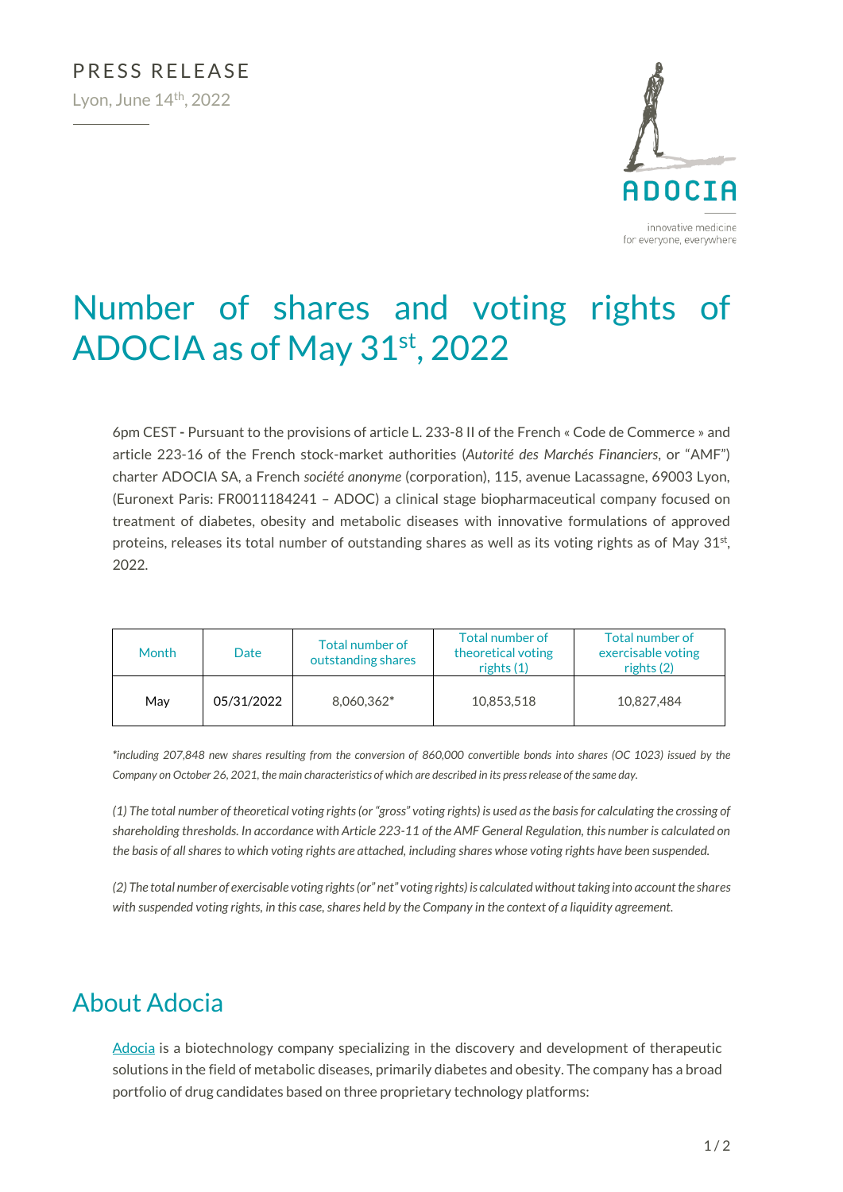PRESS RELEASE

Lyon, June 14th, 2022

ADOCIA

innovative medicine
for everyone, everywhere

# Number of shares and voting rights of ADOCIA as of May 31st, 2022

6pm CEST - Pursuant to the provisions of article L. 233-8 II of the French « Code de Commerce » and article 223-16 of the French stock-market authorities (*Autorité des Marchés Financiers*, or "AMF") charter ADOCIA SA, a French *société anonyme* (corporation), 115, avenue Lacassagne, 69003 Lyon, (Euronext Paris: FR0011184241 – ADOC) a clinical stage biopharmaceutical company focused on treatment of diabetes, obesity and metabolic diseases with innovative formulations of approved proteins, releases its total number of outstanding shares as well as its voting rights as of May 31st, 2022.

| Month | Date | Total number of outstanding shares | Total number of theoretical voting rights (1) | Total number of exercisable voting rights (2) |
|---|---|---|---|---|
| May | 05/31/2022 | 8,060,362* | 10,853,518 | 10,827,484 |

*\*including 207,848 new shares resulting from the conversion of 860,000 convertible bonds into shares (OC 1023) issued by the Company on October 26, 2021, the main characteristics of which are described in its press release of the same day.*

*(1) The total number of theoretical voting rights (or "gross" voting rights) is used as the basis for calculating the crossing of shareholding thresholds. In accordance with Article 223-11 of the AMF General Regulation, this number is calculated on the basis of all shares to which voting rights are attached, including shares whose voting rights have been suspended.*

*(2) The total number of exercisable voting rights (or" net" voting rights) is calculated without taking into account the shares with suspended voting rights, in this case, shares held by the Company in the context of a liquidity agreement.*

## About Adocia

Adocia is a biotechnology company specializing in the discovery and development of therapeutic solutions in the field of metabolic diseases, primarily diabetes and obesity. The company has a broad portfolio of drug candidates based on three proprietary technology platforms: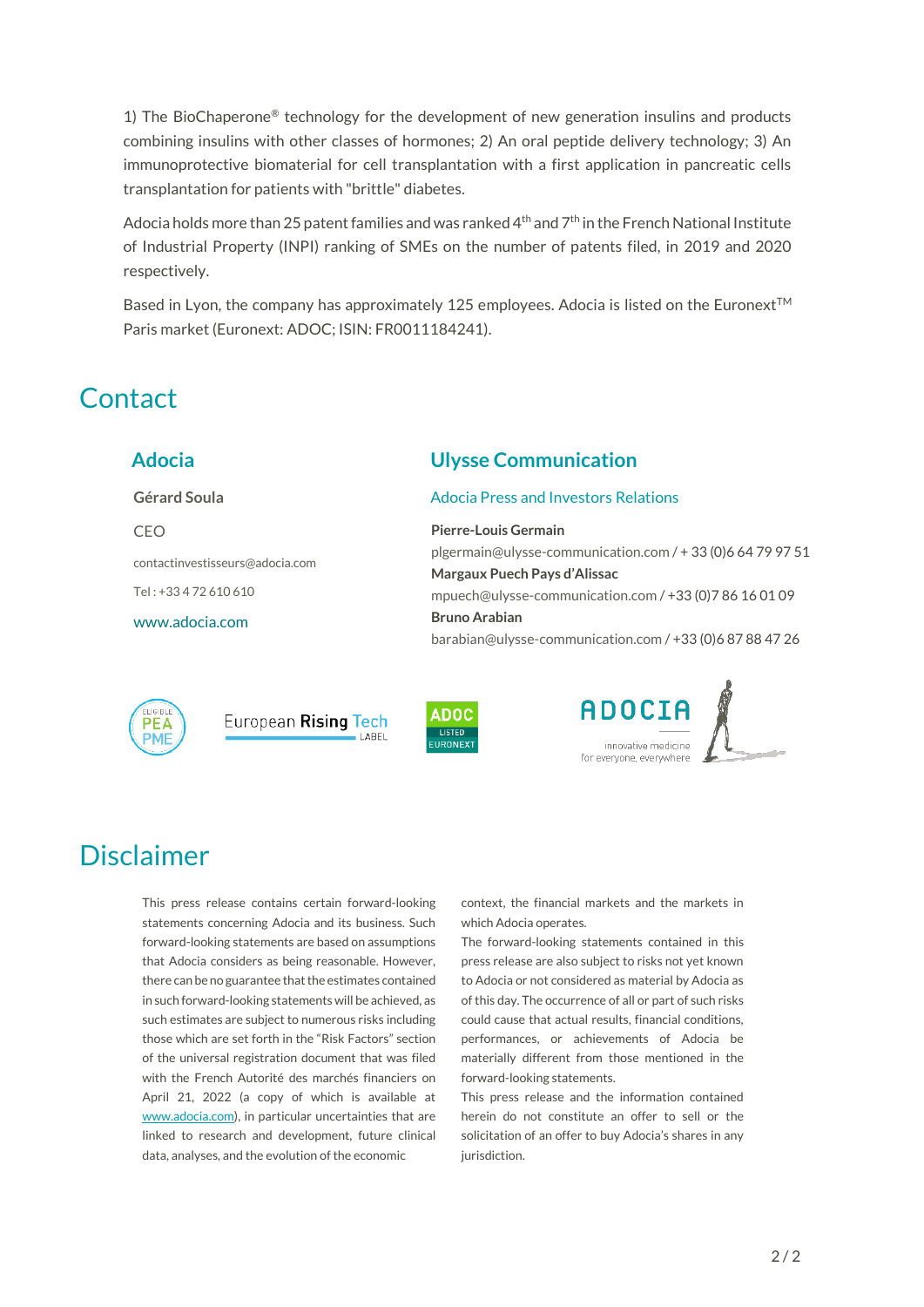1) The BioChaperone® technology for the development of new generation insulins and products combining insulins with other classes of hormones; 2) An oral peptide delivery technology; 3) An immunoprotective biomaterial for cell transplantation with a first application in pancreatic cells transplantation for patients with "brittle" diabetes.

Adocia holds more than 25 patent families and was ranked 4th and 7th in the French National Institute of Industrial Property (INPI) ranking of SMEs on the number of patents filed, in 2019 and 2020 respectively.

Based in Lyon, the company has approximately 125 employees. Adocia is listed on the Euronext™ Paris market (Euronext: ADOC; ISIN: FR0011184241).

# Contact

### Adocia

**Gérard Soula**

CEO

contactinvestisseurs@adocia.com

Tel : +33 4 72 610 610

www.adocia.com

### Ulysse Communication

Adocia Press and Investors Relations

**Pierre-Louis Germain**
plgermain@ulysse-communication.com / + 33 (0)6 64 79 97 51

**Margaux Puech Pays d'Alissac**
mpuech@ulysse-communication.com / +33 (0)7 86 16 01 09

**Bruno Arabian**
barabian@ulysse-communication.com / +33 (0)6 87 88 47 26

ELIGIBLE PEA PME

European Rising Tech LABEL

ADOC LISTED EURONEXT

ADOCIA innovative medicine for everyone, everywhere

# Disclaimer

This press release contains certain forward-looking statements concerning Adocia and its business. Such forward-looking statements are based on assumptions that Adocia considers as being reasonable. However, there can be no guarantee that the estimates contained in such forward-looking statements will be achieved, as such estimates are subject to numerous risks including those which are set forth in the "Risk Factors" section of the universal registration document that was filed with the French Autorité des marchés financiers on April 21, 2022 (a copy of which is available at www.adocia.com), in particular uncertainties that are linked to research and development, future clinical data, analyses, and the evolution of the economic context, the financial markets and the markets in which Adocia operates.

The forward-looking statements contained in this press release are also subject to risks not yet known to Adocia or not considered as material by Adocia as of this day. The occurrence of all or part of such risks could cause that actual results, financial conditions, performances, or achievements of Adocia be materially different from those mentioned in the forward-looking statements.

This press release and the information contained herein do not constitute an offer to sell or the solicitation of an offer to buy Adocia's shares in any jurisdiction.